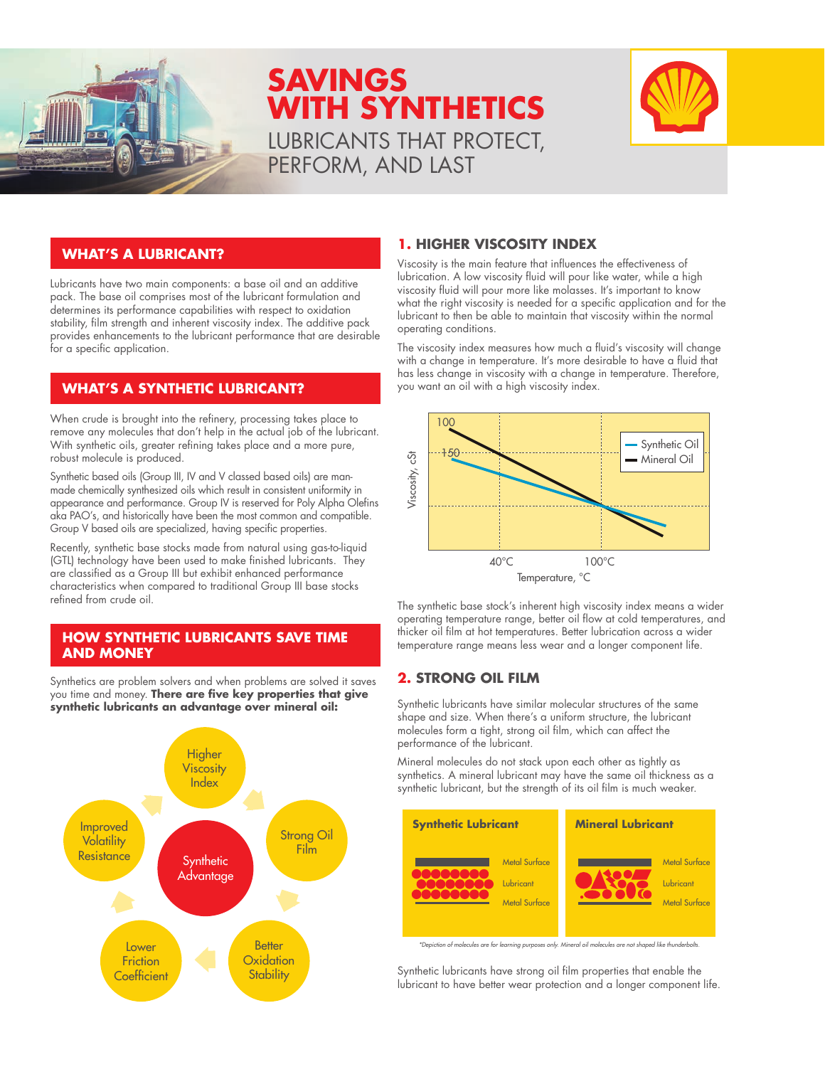# SAVINGS WITH SYNTHETICS

## LUBRICANTS THAT PROTECT, PERFORM, AND LAST

## WHAT'S A LUBRICANT?

Lubricants have two main components: a base oil and an additive pack. The base oil comprises most of the lubricant formulation and determines its performance capabilities with respect to oxidation stability, film strength and inherent viscosity index. The additive pack provides enhancements to the lubricant performance that are desirable for a specific application.

## WHAT'S A SYNTHETIC LUBRICANT?

When crude is brought into the refinery, processing takes place to remove any molecules that don't help in the actual job of the lubricant. With synthetic oils, greater refining takes place and a more pure, robust molecule is produced.

Synthetic based oils (Group III, IV and V classed based oils) are man-made chemically synthesized oils which result in consistent uniformity in appearance and performance. Group IV is reserved for Poly Alpha Olefins aka PAO's, and historically have been the most common and compatible. Group V based oils are specialized, having specific properties.

Recently, synthetic base stocks made from natural using gas-to-liquid (GTL) technology have been used to make finished lubricants. They are classified as a Group III but exhibit enhanced performance characteristics when compared to traditional Group III base stocks refined from crude oil.

## HOW SYNTHETIC LUBRICANTS SAVE TIME AND MONEY

Synthetics are problem solvers and when problems are solved it saves you time and money. **There are five key properties that give synthetic lubricants an advantage over mineral oil:**

Synthetic Advantage:
- Higher Viscosity Index
- Strong Oil Film
- Better Oxidation Stability
- Lower Friction Coefficient
- Improved Volatility Resistance

## 1. HIGHER VISCOSITY INDEX

Viscosity is the main feature that influences the effectiveness of lubrication. A low viscosity fluid will pour like water, while a high viscosity fluid will pour more like molasses. It's important to know what the right viscosity is needed for a specific application and for the lubricant to then be able to maintain that viscosity within the normal operating conditions.

The viscosity index measures how much a fluid's viscosity will change with a change in temperature. It's more desirable to have a fluid that has less change in viscosity with a change in temperature. Therefore, you want an oil with a high viscosity index.

(Chart: Viscosity, cSt vs. Temperature, °C — Synthetic Oil and Mineral Oil; axis markers 100, 150, 40°C, 100°C)

The synthetic base stock's inherent high viscosity index means a wider operating temperature range, better oil flow at cold temperatures, and thicker oil film at hot temperatures. Better lubrication across a wider temperature range means less wear and a longer component life.

## 2. STRONG OIL FILM

Synthetic lubricants have similar molecular structures of the same shape and size. When there's a uniform structure, the lubricant molecules form a tight, strong oil film, which can affect the performance of the lubricant.

Mineral molecules do not stack upon each other as tightly as synthetics. A mineral lubricant may have the same oil thickness as a synthetic lubricant, but the strength of its oil film is much weaker.

| Synthetic Lubricant | Mineral Lubricant |
|---|---|
| Metal Surface | Metal Surface |
| Lubricant | Lubricant |
| Metal Surface | Metal Surface |

*\*Depiction of molecules are for learning purposes only. Mineral oil molecules are not shaped like thunderbolts.*

Synthetic lubricants have strong oil film properties that enable the lubricant to have better wear protection and a longer component life.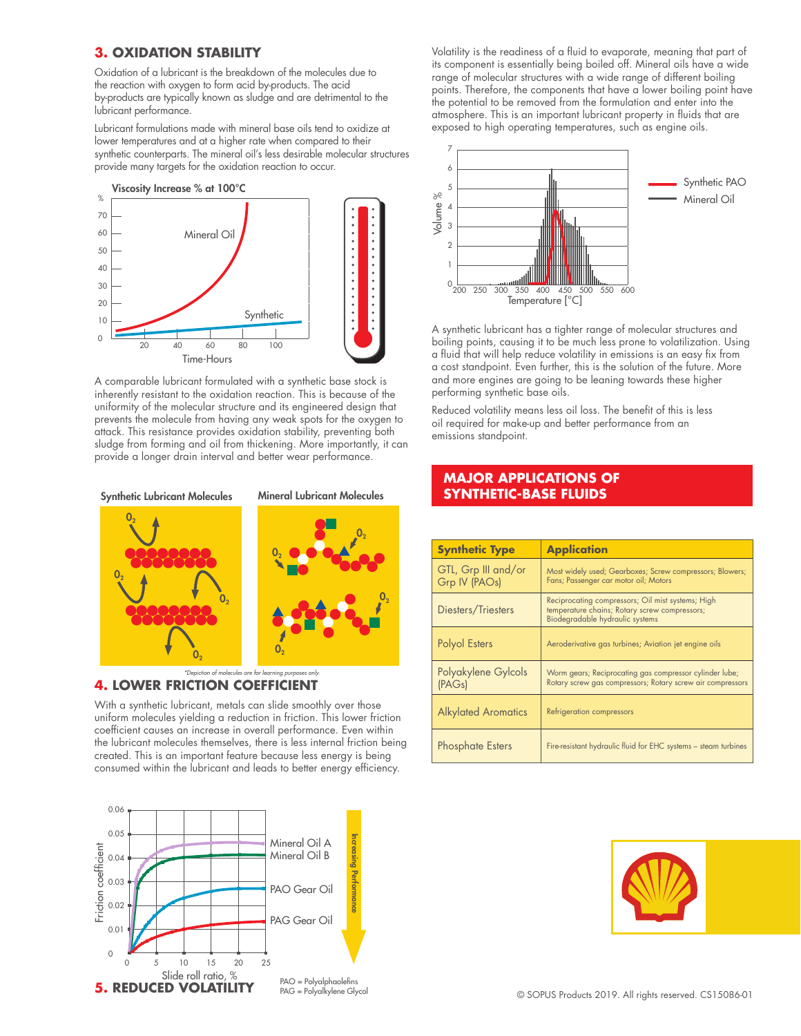## 3. OXIDATION STABILITY

Oxidation of a lubricant is the breakdown of the molecules due to the reaction with oxygen to form acid by-products. The acid by-products are typically known as sludge and are detrimental to the lubricant performance.

Lubricant formulations made with mineral base oils tend to oxidize at lower temperatures and at a higher rate when compared to their synthetic counterparts. The mineral oil's less desirable molecular structures provide many targets for the oxidation reaction to occur.

Viscosity Increase % at 100°C

%
70
60
50
40
30
20
10
0

Mineral Oil

Synthetic

20 40 60 80 100

Time-Hours

A comparable lubricant formulated with a synthetic base stock is inherently resistant to the oxidation reaction. This is because of the uniformity of the molecular structure and its engineered design that prevents the molecule from having any weak spots for the oxygen to attack. This resistance provides oxidation stability, preventing both sludge from forming and oil from thickening. More importantly, it can provide a longer drain interval and better wear performance.

Synthetic Lubricant Molecules

Mineral Lubricant Molecules

$O_2$

*Depiction of molecules are for learning purposes only.

## 4. LOWER FRICTION COEFFICIENT

With a synthetic lubricant, metals can slide smoothly over those uniform molecules yielding a reduction in friction. This lower friction coefficient causes an increase in overall performance. Even within the lubricant molecules themselves, there is less internal friction being created. This is an important feature because less energy is being consumed within the lubricant and leads to better energy efficiency.

Friction coefficient

0.06
0.05
0.04
0.03
0.02
0.01
0

0 5 10 15 20 25

Slide roll ratio, %

Mineral Oil A
Mineral Oil B
PAO Gear Oil
PAG Gear Oil

Increasing Performance

PAO = Polyalphaolefins
PAG = Polyalkylene Glycol

## 5. REDUCED VOLATILITY

Volatility is the readiness of a fluid to evaporate, meaning that part of its component is essentially being boiled off. Mineral oils have a wide range of molecular structures with a wide range of different boiling points. Therefore, the components that have a lower boiling point have the potential to be removed from the formulation and enter into the atmosphere. This is an important lubricant property in fluids that are exposed to high operating temperatures, such as engine oils.

Volume %

7
6
5
4
3
2
1
0

200 250 300 350 400 450 500 550 600

Temperature [°C]

Synthetic PAO
Mineral Oil

A synthetic lubricant has a tighter range of molecular structures and boiling points, causing it to be much less prone to volatilization. Using a fluid that will help reduce volatility in emissions is an easy fix from a cost standpoint. Even further, this is the solution of the future. More and more engines are going to be leaning towards these higher performing synthetic base oils.

Reduced volatility means less oil loss. The benefit of this is less oil required for make-up and better performance from an emissions standpoint.

## MAJOR APPLICATIONS OF SYNTHETIC-BASE FLUIDS

| Synthetic Type | Application |
|---|---|
| GTL, Grp III and/or Grp IV (PAOs) | Most widely used; Gearboxes; Screw compressors; Blowers; Fans; Passenger car motor oil; Motors |
| Diesters/Triesters | Reciprocating compressors; Oil mist systems; High temperature chains; Rotary screw compressors; Biodegradable hydraulic systems |
| Polyol Esters | Aeroderivative gas turbines; Aviation jet engine oils |
| Polyakylene Gylcols (PAGs) | Worm gears; Reciprocating gas compressor cylinder lube; Rotary screw gas compressors; Rotary screw air compressors |
| Alkylated Aromatics | Refrigeration compressors |
| Phosphate Esters | Fire-resistant hydraulic fluid for EHC systems – steam turbines |

© SOPUS Products 2019. All rights reserved. CS15086-01